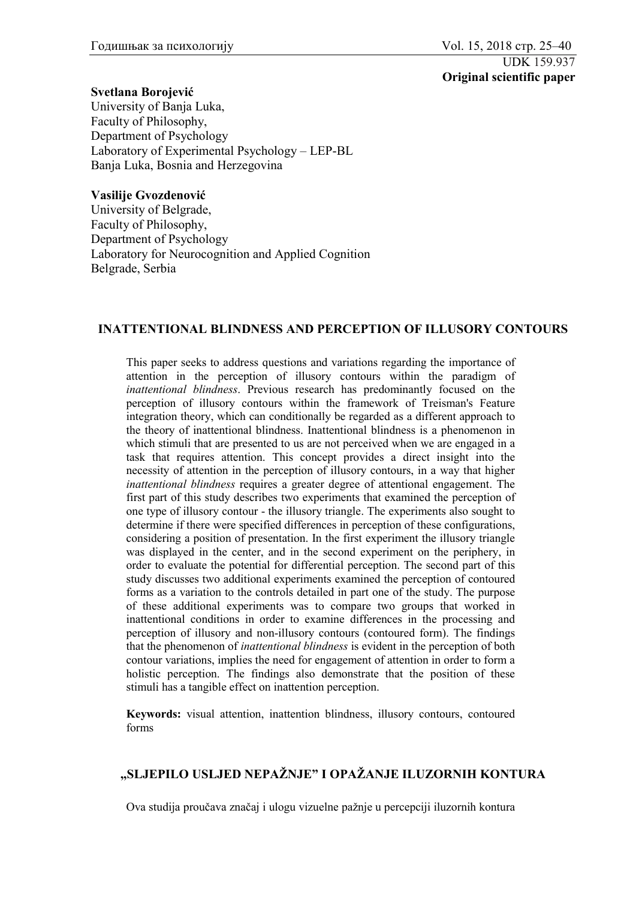UDK 159.937

**Original scientific paper**

**Svetlana Borojević**
University of Banja Luka,
Faculty of Philosophy,
Department of Psychology
Laboratory of Experimental Psychology – LEP-BL
Banja Luka, Bosnia and Herzegovina

**Vasilije Gvozdenović**
University of Belgrade,
Faculty of Philosophy,
Department of Psychology
Laboratory for Neurocognition and Applied Cognition
Belgrade, Serbia

# INATTENTIONAL BLINDNESS AND PERCEPTION OF ILLUSORY CONTOURS

This paper seeks to address questions and variations regarding the importance of attention in the perception of illusory contours within the paradigm of *inattentional blindness*. Previous research has predominantly focused on the perception of illusory contours within the framework of Treisman's Feature integration theory, which can conditionally be regarded as a different approach to the theory of inattentional blindness. Inattentional blindness is a phenomenon in which stimuli that are presented to us are not perceived when we are engaged in a task that requires attention. This concept provides a direct insight into the necessity of attention in the perception of illusory contours, in a way that higher *inattentional blindness* requires a greater degree of attentional engagement. The first part of this study describes two experiments that examined the perception of one type of illusory contour - the illusory triangle. The experiments also sought to determine if there were specified differences in perception of these configurations, considering a position of presentation. In the first experiment the illusory triangle was displayed in the center, and in the second experiment on the periphery, in order to evaluate the potential for differential perception. The second part of this study discusses two additional experiments examined the perception of contoured forms as a variation to the controls detailed in part one of the study. The purpose of these additional experiments was to compare two groups that worked in inattentional conditions in order to examine differences in the processing and perception of illusory and non-illusory contours (contoured form). The findings that the phenomenon of *inattentional blindness* is evident in the perception of both contour variations, implies the need for engagement of attention in order to form a holistic perception. The findings also demonstrate that the position of these stimuli has a tangible effect on inattention perception.

**Keywords:** visual attention, inattention blindness, illusory contours, contoured forms

# „SLJEPILO USLJED NEPAŽNJE" I OPAŽANJE ILUZORNIH KONTURA

Ova studija proučava značaj i ulogu vizuelne pažnje u percepciji iluzornih kontura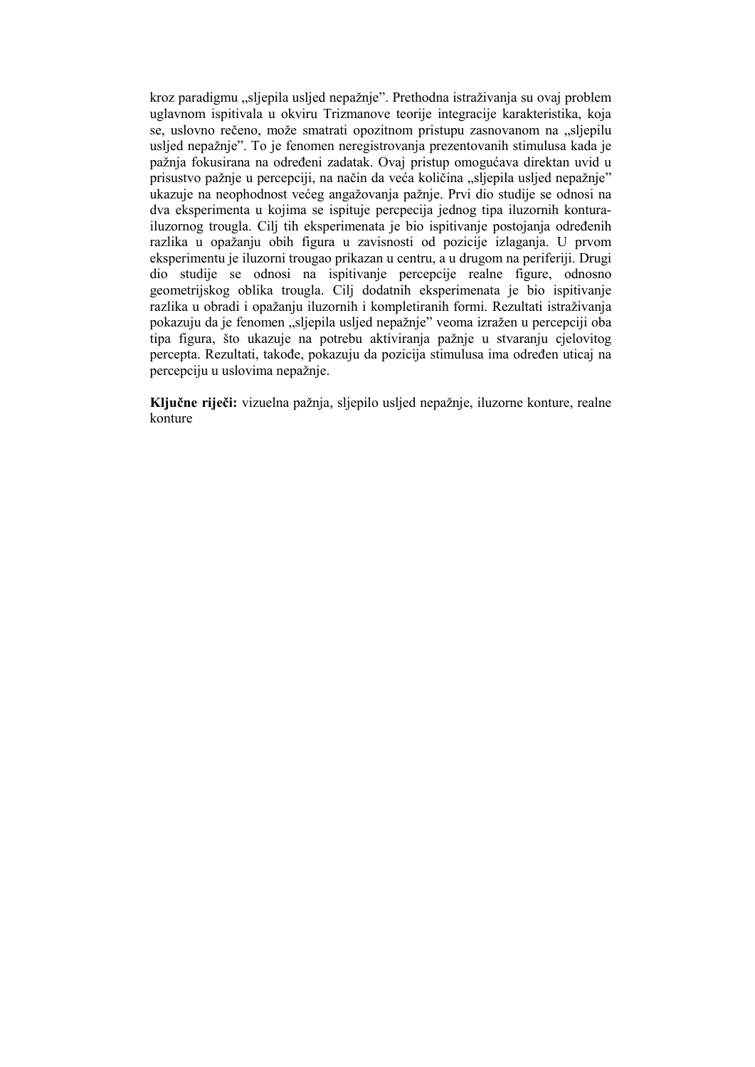kroz paradigmu „sljepila usljed nepažnje". Prethodna istraživanja su ovaj problem uglavnom ispitivala u okviru Trizmanove teorije integracije karakteristika, koja se, uslovno rečeno, može smatrati opozitnom pristupu zasnovanom na „sljepilu usljed nepažnje". To je fenomen neregistrovanja prezentovanih stimulusa kada je pažnja fokusirana na određeni zadatak. Ovaj pristup omogućava direktan uvid u prisustvo pažnje u percepciji, na način da veća količina „sljepila usljed nepažnje" ukazuje na neophodnost većeg angažovanja pažnje. Prvi dio studije se odnosi na dva eksperimenta u kojima se ispituje percpecija jednog tipa iluzornih kontura-iluzornog trougla. Cilj tih eksperimenata je bio ispitivanje postojanja određenih razlika u opažanju obih figura u zavisnosti od pozicije izlaganja. U prvom eksperimentu je iluzorni trougao prikazan u centru, a u drugom na periferiji. Drugi dio studije se odnosi na ispitivanje percepcije realne figure, odnosno geometrijskog oblika trougla. Cilj dodatnih eksperimenata je bio ispitivanje razlika u obradi i opažanju iluzornih i kompletiranih formi. Rezultati istraživanja pokazuju da je fenomen „sljepila usljed nepažnje" veoma izražen u percepciji oba tipa figura, što ukazuje na potrebu aktiviranja pažnje u stvaranju cjelovitog percepta. Rezultati, takođe, pokazuju da pozicija stimulusa ima određen uticaj na percepciju u uslovima nepažnje.

**Ključne riječi:** vizuelna pažnja, sljepilo usljed nepažnje, iluzorne konture, realne konture